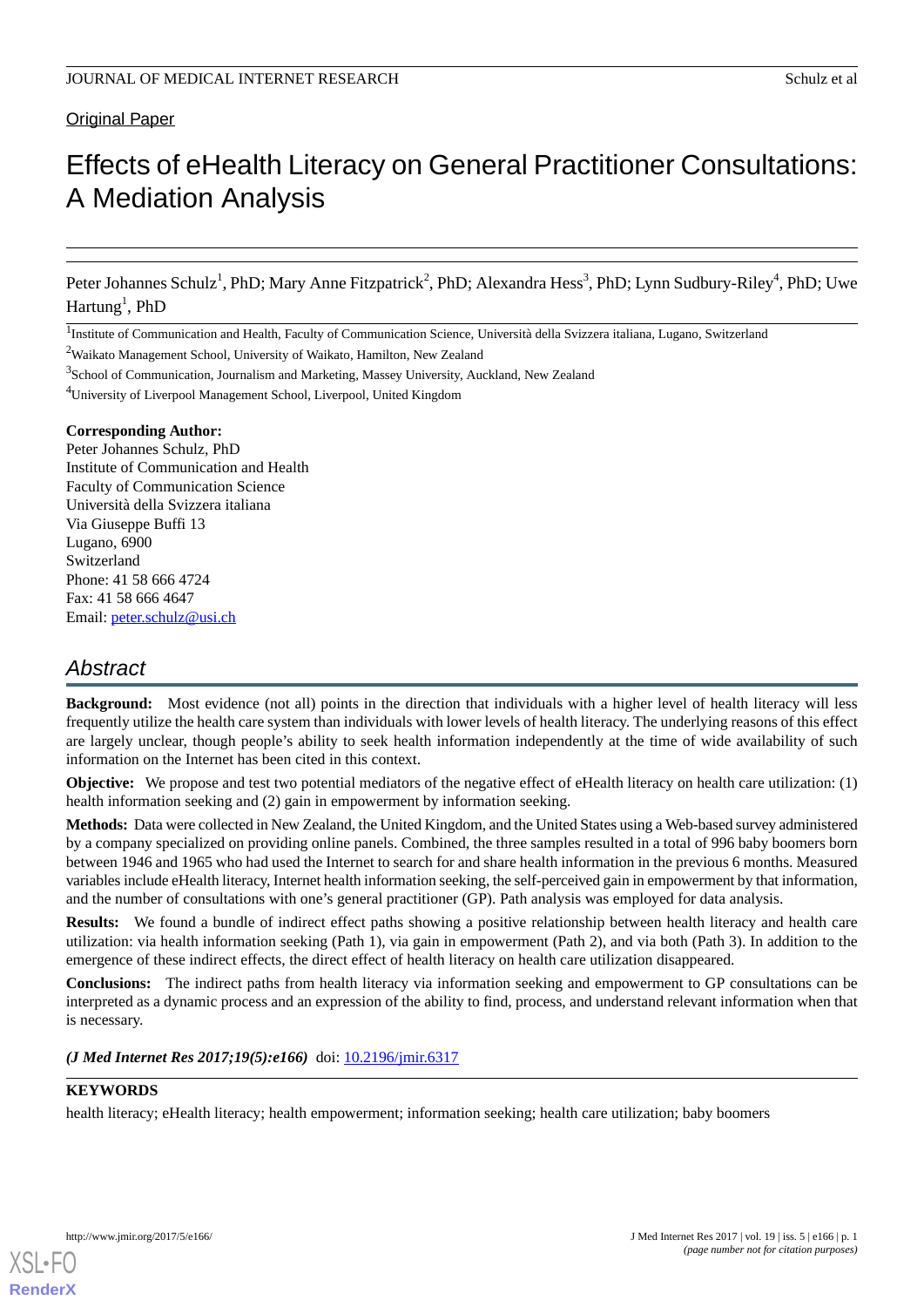Original Paper

# Effects of eHealth Literacy on General Practitioner Consultations: A Mediation Analysis

Peter Johannes Schulz[1], PhD; Mary Anne Fitzpatrick[2], PhD; Alexandra Hess[3], PhD; Lynn Sudbury-Riley[4], PhD; Uwe Hartung[1], PhD

[1]Institute of Communication and Health, Faculty of Communication Science, Università della Svizzera italiana, Lugano, Switzerland

[2]Waikato Management School, University of Waikato, Hamilton, New Zealand

[3]School of Communication, Journalism and Marketing, Massey University, Auckland, New Zealand

[4]University of Liverpool Management School, Liverpool, United Kingdom

**Corresponding Author:**
Peter Johannes Schulz, PhD
Institute of Communication and Health
Faculty of Communication Science
Università della Svizzera italiana
Via Giuseppe Buffi 13
Lugano, 6900
Switzerland
Phone: 41 58 666 4724
Fax: 41 58 666 4647
Email: peter.schulz@usi.ch

## Abstract

**Background:** Most evidence (not all) points in the direction that individuals with a higher level of health literacy will less frequently utilize the health care system than individuals with lower levels of health literacy. The underlying reasons of this effect are largely unclear, though people's ability to seek health information independently at the time of wide availability of such information on the Internet has been cited in this context.

**Objective:** We propose and test two potential mediators of the negative effect of eHealth literacy on health care utilization: (1) health information seeking and (2) gain in empowerment by information seeking.

**Methods:** Data were collected in New Zealand, the United Kingdom, and the United States using a Web-based survey administered by a company specialized on providing online panels. Combined, the three samples resulted in a total of 996 baby boomers born between 1946 and 1965 who had used the Internet to search for and share health information in the previous 6 months. Measured variables include eHealth literacy, Internet health information seeking, the self-perceived gain in empowerment by that information, and the number of consultations with one's general practitioner (GP). Path analysis was employed for data analysis.

**Results:** We found a bundle of indirect effect paths showing a positive relationship between health literacy and health care utilization: via health information seeking (Path 1), via gain in empowerment (Path 2), and via both (Path 3). In addition to the emergence of these indirect effects, the direct effect of health literacy on health care utilization disappeared.

**Conclusions:** The indirect paths from health literacy via information seeking and empowerment to GP consultations can be interpreted as a dynamic process and an expression of the ability to find, process, and understand relevant information when that is necessary.

***(J Med Internet Res 2017;19(5):e166)*** doi: 10.2196/jmir.6317

**KEYWORDS**

health literacy; eHealth literacy; health empowerment; information seeking; health care utilization; baby boomers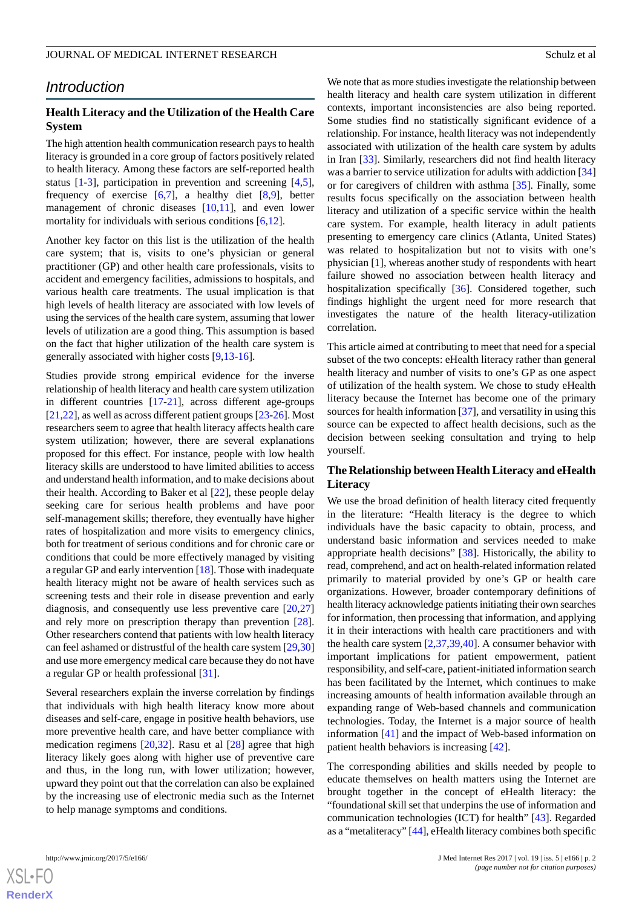## Introduction

### Health Literacy and the Utilization of the Health Care System

The high attention health communication research pays to health literacy is grounded in a core group of factors positively related to health literacy. Among these factors are self-reported health status [1-3], participation in prevention and screening [4,5], frequency of exercise [6,7], a healthy diet [8,9], better management of chronic diseases [10,11], and even lower mortality for individuals with serious conditions [6,12].

Another key factor on this list is the utilization of the health care system; that is, visits to one's physician or general practitioner (GP) and other health care professionals, visits to accident and emergency facilities, admissions to hospitals, and various health care treatments. The usual implication is that high levels of health literacy are associated with low levels of using the services of the health care system, assuming that lower levels of utilization are a good thing. This assumption is based on the fact that higher utilization of the health care system is generally associated with higher costs [9,13-16].

Studies provide strong empirical evidence for the inverse relationship of health literacy and health care system utilization in different countries [17-21], across different age-groups [21,22], as well as across different patient groups [23-26]. Most researchers seem to agree that health literacy affects health care system utilization; however, there are several explanations proposed for this effect. For instance, people with low health literacy skills are understood to have limited abilities to access and understand health information, and to make decisions about their health. According to Baker et al [22], these people delay seeking care for serious health problems and have poor self-management skills; therefore, they eventually have higher rates of hospitalization and more visits to emergency clinics, both for treatment of serious conditions and for chronic care or conditions that could be more effectively managed by visiting a regular GP and early intervention [18]. Those with inadequate health literacy might not be aware of health services such as screening tests and their role in disease prevention and early diagnosis, and consequently use less preventive care [20,27] and rely more on prescription therapy than prevention [28]. Other researchers contend that patients with low health literacy can feel ashamed or distrustful of the health care system [29,30] and use more emergency medical care because they do not have a regular GP or health professional [31].

Several researchers explain the inverse correlation by findings that individuals with high health literacy know more about diseases and self-care, engage in positive health behaviors, use more preventive health care, and have better compliance with medication regimens [20,32]. Rasu et al [28] agree that high literacy likely goes along with higher use of preventive care and thus, in the long run, with lower utilization; however, they point out that the correlation can also be explained by the increasing use of electronic media such as the Internet to help manage symptoms and conditions.

We note that as more studies investigate the relationship between health literacy and health care system utilization in different contexts, important inconsistencies are also being reported. Some studies find no statistically significant evidence of a relationship. For instance, health literacy was not independently associated with utilization of the health care system by adults in Iran [33]. Similarly, researchers did not find health literacy was a barrier to service utilization for adults with addiction [34] or for caregivers of children with asthma [35]. Finally, some results focus specifically on the association between health literacy and utilization of a specific service within the health care system. For example, health literacy in adult patients presenting to emergency care clinics (Atlanta, United States) was related to hospitalization but not to visits with one's physician [1], whereas another study of respondents with heart failure showed no association between health literacy and hospitalization specifically [36]. Considered together, such findings highlight the urgent need for more research that investigates the nature of the health literacy-utilization correlation.

This article aimed at contributing to meet that need for a special subset of the two concepts: eHealth literacy rather than general health literacy and number of visits to one's GP as one aspect of utilization of the health system. We chose to study eHealth literacy because the Internet has become one of the primary sources for health information [37], and versatility in using this source can be expected to affect health decisions, such as the decision between seeking consultation and trying to help yourself.

### The Relationship between Health Literacy and eHealth Literacy

We use the broad definition of health literacy cited frequently in the literature: "Health literacy is the degree to which individuals have the basic capacity to obtain, process, and understand basic information and services needed to make appropriate health decisions" [38]. Historically, the ability to read, comprehend, and act on health-related information related primarily to material provided by one's GP or health care organizations. However, broader contemporary definitions of health literacy acknowledge patients initiating their own searches for information, then processing that information, and applying it in their interactions with health care practitioners and with the health care system [2,37,39,40]. A consumer behavior with important implications for patient empowerment, patient responsibility, and self-care, patient-initiated information search has been facilitated by the Internet, which continues to make increasing amounts of health information available through an expanding range of Web-based channels and communication technologies. Today, the Internet is a major source of health information [41] and the impact of Web-based information on patient health behaviors is increasing [42].

The corresponding abilities and skills needed by people to educate themselves on health matters using the Internet are brought together in the concept of eHealth literacy: the "foundational skill set that underpins the use of information and communication technologies (ICT) for health" [43]. Regarded as a "metaliteracy" [44], eHealth literacy combines both specific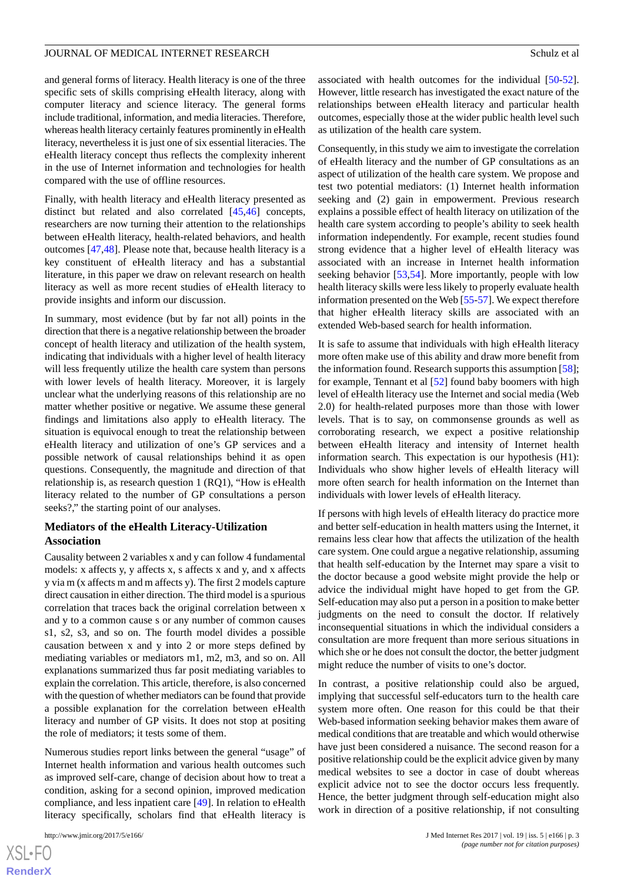and general forms of literacy. Health literacy is one of the three specific sets of skills comprising eHealth literacy, along with computer literacy and science literacy. The general forms include traditional, information, and media literacies. Therefore, whereas health literacy certainly features prominently in eHealth literacy, nevertheless it is just one of six essential literacies. The eHealth literacy concept thus reflects the complexity inherent in the use of Internet information and technologies for health compared with the use of offline resources.

Finally, with health literacy and eHealth literacy presented as distinct but related and also correlated [45,46] concepts, researchers are now turning their attention to the relationships between eHealth literacy, health-related behaviors, and health outcomes [47,48]. Please note that, because health literacy is a key constituent of eHealth literacy and has a substantial literature, in this paper we draw on relevant research on health literacy as well as more recent studies of eHealth literacy to provide insights and inform our discussion.

In summary, most evidence (but by far not all) points in the direction that there is a negative relationship between the broader concept of health literacy and utilization of the health system, indicating that individuals with a higher level of health literacy will less frequently utilize the health care system than persons with lower levels of health literacy. Moreover, it is largely unclear what the underlying reasons of this relationship are no matter whether positive or negative. We assume these general findings and limitations also apply to eHealth literacy. The situation is equivocal enough to treat the relationship between eHealth literacy and utilization of one's GP services and a possible network of causal relationships behind it as open questions. Consequently, the magnitude and direction of that relationship is, as research question 1 (RQ1), "How is eHealth literacy related to the number of GP consultations a person seeks?," the starting point of our analyses.

### Mediators of the eHealth Literacy-Utilization Association

Causality between 2 variables x and y can follow 4 fundamental models: x affects y, y affects x, s affects x and y, and x affects y via m (x affects m and m affects y). The first 2 models capture direct causation in either direction. The third model is a spurious correlation that traces back the original correlation between x and y to a common cause s or any number of common causes s1, s2, s3, and so on. The fourth model divides a possible causation between x and y into 2 or more steps defined by mediating variables or mediators m1, m2, m3, and so on. All explanations summarized thus far posit mediating variables to explain the correlation. This article, therefore, is also concerned with the question of whether mediators can be found that provide a possible explanation for the correlation between eHealth literacy and number of GP visits. It does not stop at positing the role of mediators; it tests some of them.

Numerous studies report links between the general "usage" of Internet health information and various health outcomes such as improved self-care, change of decision about how to treat a condition, asking for a second opinion, improved medication compliance, and less inpatient care [49]. In relation to eHealth literacy specifically, scholars find that eHealth literacy is associated with health outcomes for the individual [50-52]. However, little research has investigated the exact nature of the relationships between eHealth literacy and particular health outcomes, especially those at the wider public health level such as utilization of the health care system.

Consequently, in this study we aim to investigate the correlation of eHealth literacy and the number of GP consultations as an aspect of utilization of the health care system. We propose and test two potential mediators: (1) Internet health information seeking and (2) gain in empowerment. Previous research explains a possible effect of health literacy on utilization of the health care system according to people's ability to seek health information independently. For example, recent studies found strong evidence that a higher level of eHealth literacy was associated with an increase in Internet health information seeking behavior [53,54]. More importantly, people with low health literacy skills were less likely to properly evaluate health information presented on the Web [55-57]. We expect therefore that higher eHealth literacy skills are associated with an extended Web-based search for health information.

It is safe to assume that individuals with high eHealth literacy more often make use of this ability and draw more benefit from the information found. Research supports this assumption [58]; for example, Tennant et al [52] found baby boomers with high level of eHealth literacy use the Internet and social media (Web 2.0) for health-related purposes more than those with lower levels. That is to say, on commonsense grounds as well as corroborating research, we expect a positive relationship between eHealth literacy and intensity of Internet health information search. This expectation is our hypothesis (H1): Individuals who show higher levels of eHealth literacy will more often search for health information on the Internet than individuals with lower levels of eHealth literacy.

If persons with high levels of eHealth literacy do practice more and better self-education in health matters using the Internet, it remains less clear how that affects the utilization of the health care system. One could argue a negative relationship, assuming that health self-education by the Internet may spare a visit to the doctor because a good website might provide the help or advice the individual might have hoped to get from the GP. Self-education may also put a person in a position to make better judgments on the need to consult the doctor. If relatively inconsequential situations in which the individual considers a consultation are more frequent than more serious situations in which she or he does not consult the doctor, the better judgment might reduce the number of visits to one's doctor.

In contrast, a positive relationship could also be argued, implying that successful self-educators turn to the health care system more often. One reason for this could be that their Web-based information seeking behavior makes them aware of medical conditions that are treatable and which would otherwise have just been considered a nuisance. The second reason for a positive relationship could be the explicit advice given by many medical websites to see a doctor in case of doubt whereas explicit advice not to see the doctor occurs less frequently. Hence, the better judgment through self-education might also work in direction of a positive relationship, if not consulting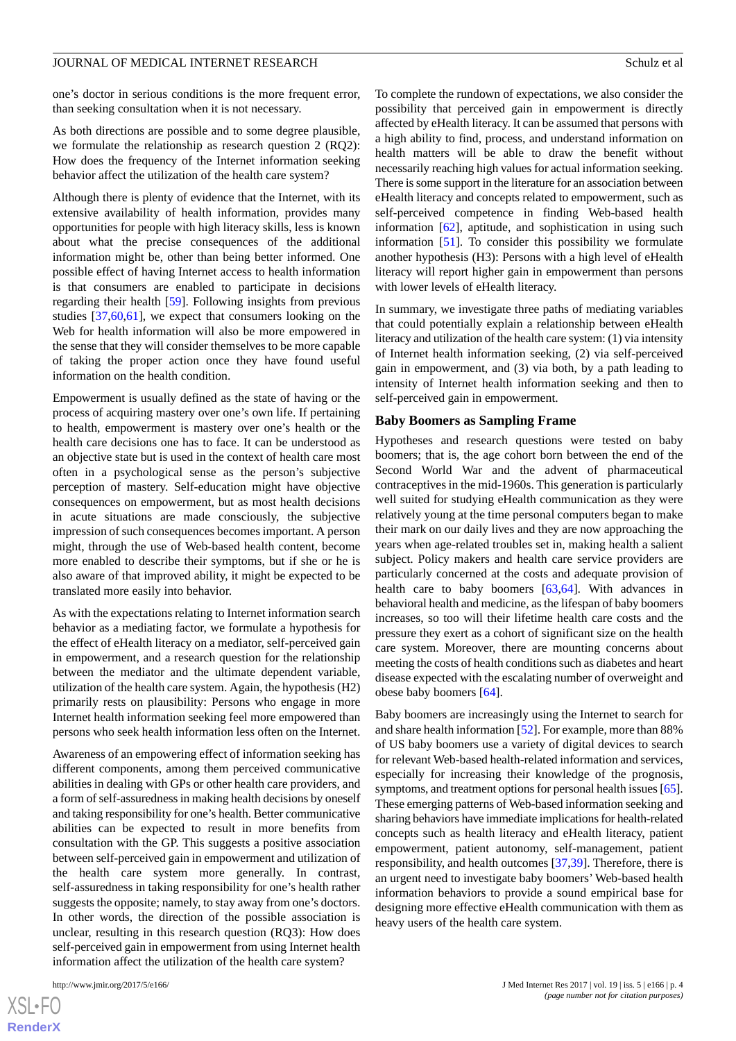one's doctor in serious conditions is the more frequent error, than seeking consultation when it is not necessary.

As both directions are possible and to some degree plausible, we formulate the relationship as research question 2 (RQ2): How does the frequency of the Internet information seeking behavior affect the utilization of the health care system?

Although there is plenty of evidence that the Internet, with its extensive availability of health information, provides many opportunities for people with high literacy skills, less is known about what the precise consequences of the additional information might be, other than being better informed. One possible effect of having Internet access to health information is that consumers are enabled to participate in decisions regarding their health [59]. Following insights from previous studies [37,60,61], we expect that consumers looking on the Web for health information will also be more empowered in the sense that they will consider themselves to be more capable of taking the proper action once they have found useful information on the health condition.

Empowerment is usually defined as the state of having or the process of acquiring mastery over one's own life. If pertaining to health, empowerment is mastery over one's health or the health care decisions one has to face. It can be understood as an objective state but is used in the context of health care most often in a psychological sense as the person's subjective perception of mastery. Self-education might have objective consequences on empowerment, but as most health decisions in acute situations are made consciously, the subjective impression of such consequences becomes important. A person might, through the use of Web-based health content, become more enabled to describe their symptoms, but if she or he is also aware of that improved ability, it might be expected to be translated more easily into behavior.

As with the expectations relating to Internet information search behavior as a mediating factor, we formulate a hypothesis for the effect of eHealth literacy on a mediator, self-perceived gain in empowerment, and a research question for the relationship between the mediator and the ultimate dependent variable, utilization of the health care system. Again, the hypothesis (H2) primarily rests on plausibility: Persons who engage in more Internet health information seeking feel more empowered than persons who seek health information less often on the Internet.

Awareness of an empowering effect of information seeking has different components, among them perceived communicative abilities in dealing with GPs or other health care providers, and a form of self-assuredness in making health decisions by oneself and taking responsibility for one's health. Better communicative abilities can be expected to result in more benefits from consultation with the GP. This suggests a positive association between self-perceived gain in empowerment and utilization of the health care system more generally. In contrast, self-assuredness in taking responsibility for one's health rather suggests the opposite; namely, to stay away from one's doctors. In other words, the direction of the possible association is unclear, resulting in this research question (RQ3): How does self-perceived gain in empowerment from using Internet health information affect the utilization of the health care system?

To complete the rundown of expectations, we also consider the possibility that perceived gain in empowerment is directly affected by eHealth literacy. It can be assumed that persons with a high ability to find, process, and understand information on health matters will be able to draw the benefit without necessarily reaching high values for actual information seeking. There is some support in the literature for an association between eHealth literacy and concepts related to empowerment, such as self-perceived competence in finding Web-based health information [62], aptitude, and sophistication in using such information [51]. To consider this possibility we formulate another hypothesis (H3): Persons with a high level of eHealth literacy will report higher gain in empowerment than persons with lower levels of eHealth literacy.

In summary, we investigate three paths of mediating variables that could potentially explain a relationship between eHealth literacy and utilization of the health care system: (1) via intensity of Internet health information seeking, (2) via self-perceived gain in empowerment, and (3) via both, by a path leading to intensity of Internet health information seeking and then to self-perceived gain in empowerment.

### Baby Boomers as Sampling Frame

Hypotheses and research questions were tested on baby boomers; that is, the age cohort born between the end of the Second World War and the advent of pharmaceutical contraceptives in the mid-1960s. This generation is particularly well suited for studying eHealth communication as they were relatively young at the time personal computers began to make their mark on our daily lives and they are now approaching the years when age-related troubles set in, making health a salient subject. Policy makers and health care service providers are particularly concerned at the costs and adequate provision of health care to baby boomers [63,64]. With advances in behavioral health and medicine, as the lifespan of baby boomers increases, so too will their lifetime health care costs and the pressure they exert as a cohort of significant size on the health care system. Moreover, there are mounting concerns about meeting the costs of health conditions such as diabetes and heart disease expected with the escalating number of overweight and obese baby boomers [64].

Baby boomers are increasingly using the Internet to search for and share health information [52]. For example, more than 88% of US baby boomers use a variety of digital devices to search for relevant Web-based health-related information and services, especially for increasing their knowledge of the prognosis, symptoms, and treatment options for personal health issues [65]. These emerging patterns of Web-based information seeking and sharing behaviors have immediate implications for health-related concepts such as health literacy and eHealth literacy, patient empowerment, patient autonomy, self-management, patient responsibility, and health outcomes [37,39]. Therefore, there is an urgent need to investigate baby boomers' Web-based health information behaviors to provide a sound empirical base for designing more effective eHealth communication with them as heavy users of the health care system.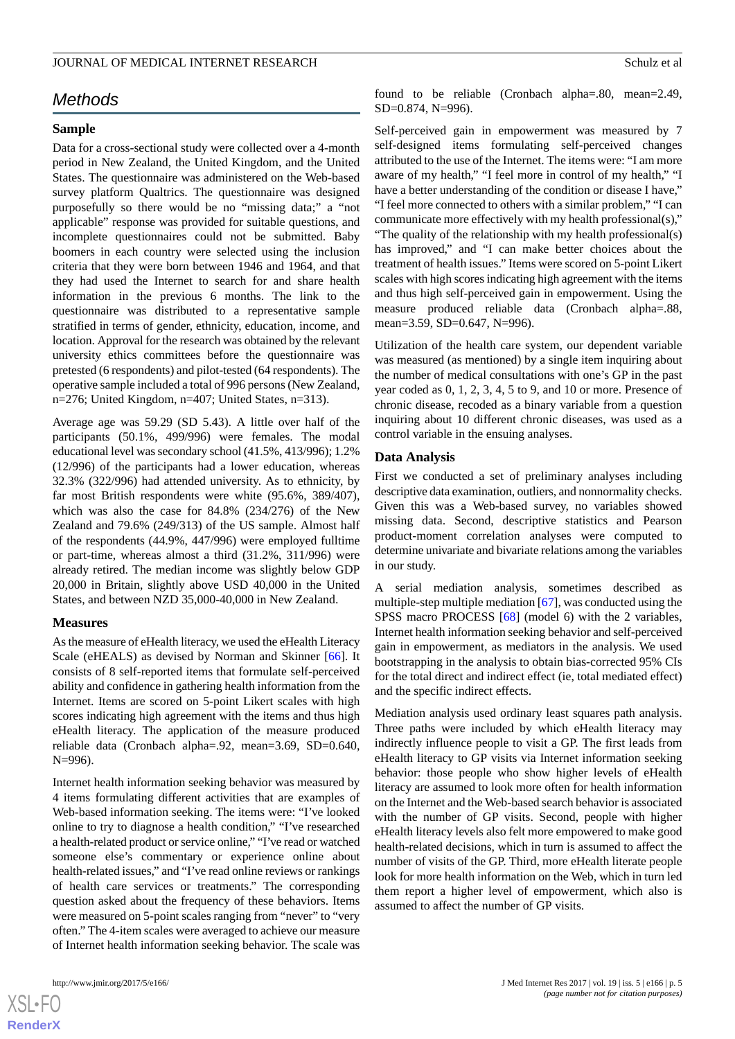## Methods

### Sample

Data for a cross-sectional study were collected over a 4-month period in New Zealand, the United Kingdom, and the United States. The questionnaire was administered on the Web-based survey platform Qualtrics. The questionnaire was designed purposefully so there would be no "missing data;" a "not applicable" response was provided for suitable questions, and incomplete questionnaires could not be submitted. Baby boomers in each country were selected using the inclusion criteria that they were born between 1946 and 1964, and that they had used the Internet to search for and share health information in the previous 6 months. The link to the questionnaire was distributed to a representative sample stratified in terms of gender, ethnicity, education, income, and location. Approval for the research was obtained by the relevant university ethics committees before the questionnaire was pretested (6 respondents) and pilot-tested (64 respondents). The operative sample included a total of 996 persons (New Zealand, n=276; United Kingdom, n=407; United States, n=313).

Average age was 59.29 (SD 5.43). A little over half of the participants (50.1%, 499/996) were females. The modal educational level was secondary school (41.5%, 413/996); 1.2% (12/996) of the participants had a lower education, whereas 32.3% (322/996) had attended university. As to ethnicity, by far most British respondents were white (95.6%, 389/407), which was also the case for 84.8% (234/276) of the New Zealand and 79.6% (249/313) of the US sample. Almost half of the respondents (44.9%, 447/996) were employed fulltime or part-time, whereas almost a third (31.2%, 311/996) were already retired. The median income was slightly below GDP 20,000 in Britain, slightly above USD 40,000 in the United States, and between NZD 35,000-40,000 in New Zealand.

### Measures

As the measure of eHealth literacy, we used the eHealth Literacy Scale (eHEALS) as devised by Norman and Skinner [66]. It consists of 8 self-reported items that formulate self-perceived ability and confidence in gathering health information from the Internet. Items are scored on 5-point Likert scales with high scores indicating high agreement with the items and thus high eHealth literacy. The application of the measure produced reliable data (Cronbach alpha=.92, mean=3.69, SD=0.640, N=996).

Internet health information seeking behavior was measured by 4 items formulating different activities that are examples of Web-based information seeking. The items were: "I've looked online to try to diagnose a health condition," "I've researched a health-related product or service online," "I've read or watched someone else's commentary or experience online about health-related issues," and "I've read online reviews or rankings of health care services or treatments." The corresponding question asked about the frequency of these behaviors. Items were measured on 5-point scales ranging from "never" to "very often." The 4-item scales were averaged to achieve our measure of Internet health information seeking behavior. The scale was found to be reliable (Cronbach alpha=.80, mean=2.49, SD=0.874, N=996).

Self-perceived gain in empowerment was measured by 7 self-designed items formulating self-perceived changes attributed to the use of the Internet. The items were: "I am more aware of my health," "I feel more in control of my health," "I have a better understanding of the condition or disease I have," "I feel more connected to others with a similar problem," "I can communicate more effectively with my health professional(s)," "The quality of the relationship with my health professional(s) has improved," and "I can make better choices about the treatment of health issues." Items were scored on 5-point Likert scales with high scores indicating high agreement with the items and thus high self-perceived gain in empowerment. Using the measure produced reliable data (Cronbach alpha=.88, mean=3.59, SD=0.647, N=996).

Utilization of the health care system, our dependent variable was measured (as mentioned) by a single item inquiring about the number of medical consultations with one's GP in the past year coded as 0, 1, 2, 3, 4, 5 to 9, and 10 or more. Presence of chronic disease, recoded as a binary variable from a question inquiring about 10 different chronic diseases, was used as a control variable in the ensuing analyses.

### Data Analysis

First we conducted a set of preliminary analyses including descriptive data examination, outliers, and nonnormality checks. Given this was a Web-based survey, no variables showed missing data. Second, descriptive statistics and Pearson product-moment correlation analyses were computed to determine univariate and bivariate relations among the variables in our study.

A serial mediation analysis, sometimes described as multiple-step multiple mediation [67], was conducted using the SPSS macro PROCESS [68] (model 6) with the 2 variables, Internet health information seeking behavior and self-perceived gain in empowerment, as mediators in the analysis. We used bootstrapping in the analysis to obtain bias-corrected 95% CIs for the total direct and indirect effect (ie, total mediated effect) and the specific indirect effects.

Mediation analysis used ordinary least squares path analysis. Three paths were included by which eHealth literacy may indirectly influence people to visit a GP. The first leads from eHealth literacy to GP visits via Internet information seeking behavior: those people who show higher levels of eHealth literacy are assumed to look more often for health information on the Internet and the Web-based search behavior is associated with the number of GP visits. Second, people with higher eHealth literacy levels also felt more empowered to make good health-related decisions, which in turn is assumed to affect the number of visits of the GP. Third, more eHealth literate people look for more health information on the Web, which in turn led them report a higher level of empowerment, which also is assumed to affect the number of GP visits.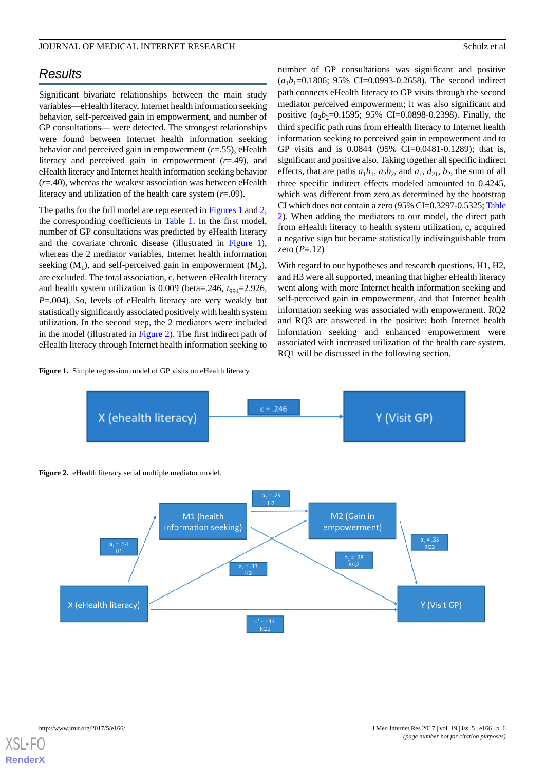## Results

Significant bivariate relationships between the main study variables—eHealth literacy, Internet health information seeking behavior, self-perceived gain in empowerment, and number of GP consultations— were detected. The strongest relationships were found between Internet health information seeking behavior and perceived gain in empowerment ($r$=.55), eHealth literacy and perceived gain in empowerment ($r$=.49), and eHealth literacy and Internet health information seeking behavior ($r$=.40), whereas the weakest association was between eHealth literacy and utilization of the health care system ($r$=.09).

The paths for the full model are represented in Figures 1 and 2, the corresponding coefficients in Table 1. In the first model, number of GP consultations was predicted by eHealth literacy and the covariate chronic disease (illustrated in Figure 1), whereas the 2 mediator variables, Internet health information seeking ($M_1$), and self-perceived gain in empowerment ($M_2$), are excluded. The total association, c, between eHealth literacy and health system utilization is 0.009 (beta=.246, $t_{994}$=2.926, $P$=.004). So, levels of eHealth literacy are very weakly but statistically significantly associated positively with health system utilization. In the second step, the 2 mediators were included in the model (illustrated in Figure 2). The first indirect path of eHealth literacy through Internet health information seeking to number of GP consultations was significant and positive ($a_1b_1$=0.1806; 95% CI=0.0993-0.2658). The second indirect path connects eHealth literacy to GP visits through the second mediator perceived empowerment; it was also significant and positive ($a_2b_2$=0.1595; 95% CI=0.0898-0.2398). Finally, the third specific path runs from eHealth literacy to Internet health information seeking to perceived gain in empowerment and to GP visits and is 0.0844 (95% CI=0.0481-0.1289); that is, significant and positive also. Taking together all specific indirect effects, that are paths $a_1b_1$, $a_2b_2$, and $a_1$, $d_{21}$, $b_2$, the sum of all three specific indirect effects modeled amounted to 0.4245, which was different from zero as determined by the bootstrap CI which does not contain a zero (95% CI=0.3297-0.5325; Table 2). When adding the mediators to our model, the direct path from eHealth literacy to health system utilization, c, acquired a negative sign but became statistically indistinguishable from zero ($P$=.12)

With regard to our hypotheses and research questions, H1, H2, and H3 were all supported, meaning that higher eHealth literacy went along with more Internet health information seeking and self-perceived gain in empowerment, and that Internet health information seeking was associated with empowerment. RQ2 and RQ3 are answered in the positive: both Internet health information seeking and enhanced empowerment were associated with increased utilization of the health care system. RQ1 will be discussed in the following section.

**Figure 1.** Simple regression model of GP visits on eHealth literacy.

X (ehealth literacy) → c = .246 → Y (Visit GP)

**Figure 2.** eHealth literacy serial multiple mediator model.

X (eHealth literacy) → M1 (health information seeking): $a_1$ = .54 (H1); M1 → M2 (Gain in empowerment): $b_2$ = .29 (H2); X → M2: $a_2$ = .33 (H3); M1 → Y (Visit GP): $b_1$ = .28 (RQ2); M2 → Y: $b_2$ = .35 (RQ3); X → Y: c' = -.14 (RQ1)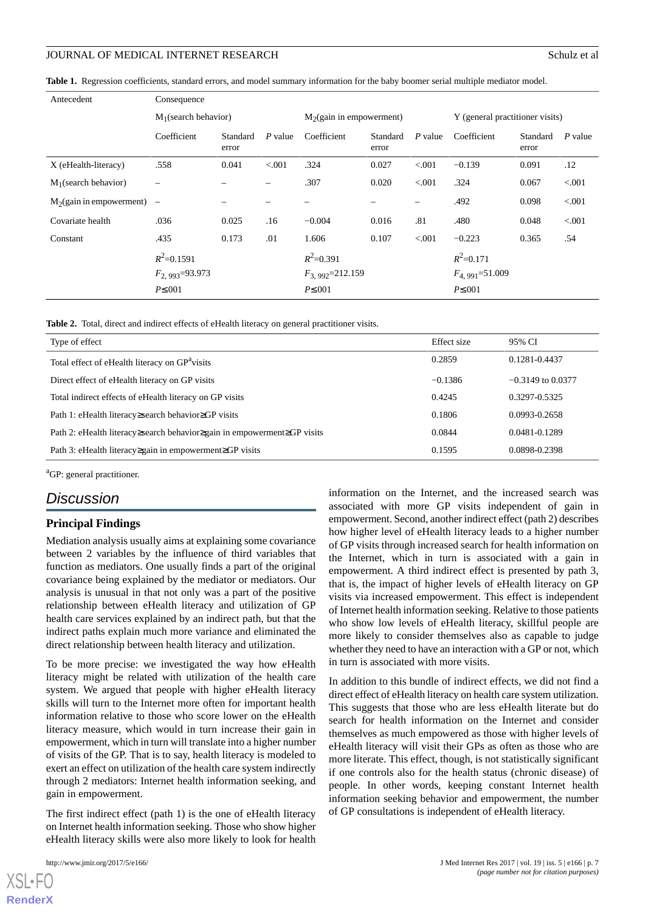**Table 1.** Regression coefficients, standard errors, and model summary information for the baby boomer serial multiple mediator model.

| Antecedent | Consequence | | | | | | | | |
|---|---|---|---|---|---|---|---|---|---|
| | $M_1$(search behavior) | | | $M_2$(gain in empowerment) | | | Y (general practitioner visits) | | |
| | Coefficient | Standard error | *P* value | Coefficient | Standard error | *P* value | Coefficient | Standard error | *P* value |
| X (eHealth-literacy) | .558 | 0.041 | <.001 | .324 | 0.027 | <.001 | −0.139 | 0.091 | .12 |
| $M_1$(search behavior) | – | – | – | .307 | 0.020 | <.001 | .324 | 0.067 | <.001 |
| $M_2$(gain in empowerment) | – | – | – | – | – | – | .492 | 0.098 | <.001 |
| Covariate health | .036 | 0.025 | .16 | −0.004 | 0.016 | .81 | .480 | 0.048 | <.001 |
| Constant | .435 | 0.173 | .01 | 1.606 | 0.107 | <.001 | −0.223 | 0.365 | .54 |
| | $R^2$=0.1591; $F_{2, 993}$=93.973; $P≤$001 | | | $R^2$=0.391; $F_{3, 992}$=212.159; $P≤$001 | | | $R^2$=0.171; $F_{4, 991}$=51.009; $P≤$001 | | |

**Table 2.** Total, direct and indirect effects of eHealth literacy on general practitioner visits.

| Type of effect | Effect size | 95% CI |
|---|---|---|
| Total effect of eHealth literacy on GP[a] visits | 0.2859 | 0.1281-0.4437 |
| Direct effect of eHealth literacy on GP visits | −0.1386 | −0.3149 to 0.0377 |
| Total indirect effects of eHealth literacy on GP visits | 0.4245 | 0.3297-0.5325 |
| Path 1: eHealth literacy≥search behavior≥GP visits | 0.1806 | 0.0993-0.2658 |
| Path 2: eHealth literacy≥search behavior≥gain in empowerment≥GP visits | 0.0844 | 0.0481-0.1289 |
| Path 3: eHealth literacy≥gain in empowerment≥GP visits | 0.1595 | 0.0898-0.2398 |

[a]GP: general practitioner.

## Discussion

### Principal Findings

Mediation analysis usually aims at explaining some covariance between 2 variables by the influence of third variables that function as mediators. One usually finds a part of the original covariance being explained by the mediator or mediators. Our analysis is unusual in that not only was a part of the positive relationship between eHealth literacy and utilization of GP health care services explained by an indirect path, but that the indirect paths explain much more variance and eliminated the direct relationship between health literacy and utilization.

To be more precise: we investigated the way how eHealth literacy might be related with utilization of the health care system. We argued that people with higher eHealth literacy skills will turn to the Internet more often for important health information relative to those who score lower on the eHealth literacy measure, which would in turn increase their gain in empowerment, which in turn will translate into a higher number of visits of the GP. That is to say, health literacy is modeled to exert an effect on utilization of the health care system indirectly through 2 mediators: Internet health information seeking, and gain in empowerment.

The first indirect effect (path 1) is the one of eHealth literacy on Internet health information seeking. Those who show higher eHealth literacy skills were also more likely to look for health information on the Internet, and the increased search was associated with more GP visits independent of gain in empowerment. Second, another indirect effect (path 2) describes how higher level of eHealth literacy leads to a higher number of GP visits through increased search for health information on the Internet, which in turn is associated with a gain in empowerment. A third indirect effect is presented by path 3, that is, the impact of higher levels of eHealth literacy on GP visits via increased empowerment. This effect is independent of Internet health information seeking. Relative to those patients who show low levels of eHealth literacy, skillful people are more likely to consider themselves also as capable to judge whether they need to have an interaction with a GP or not, which in turn is associated with more visits.

In addition to this bundle of indirect effects, we did not find a direct effect of eHealth literacy on health care system utilization. This suggests that those who are less eHealth literate but do search for health information on the Internet and consider themselves as much empowered as those with higher levels of eHealth literacy will visit their GPs as often as those who are more literate. This effect, though, is not statistically significant if one controls also for the health status (chronic disease) of people. In other words, keeping constant Internet health information seeking behavior and empowerment, the number of GP consultations is independent of eHealth literacy.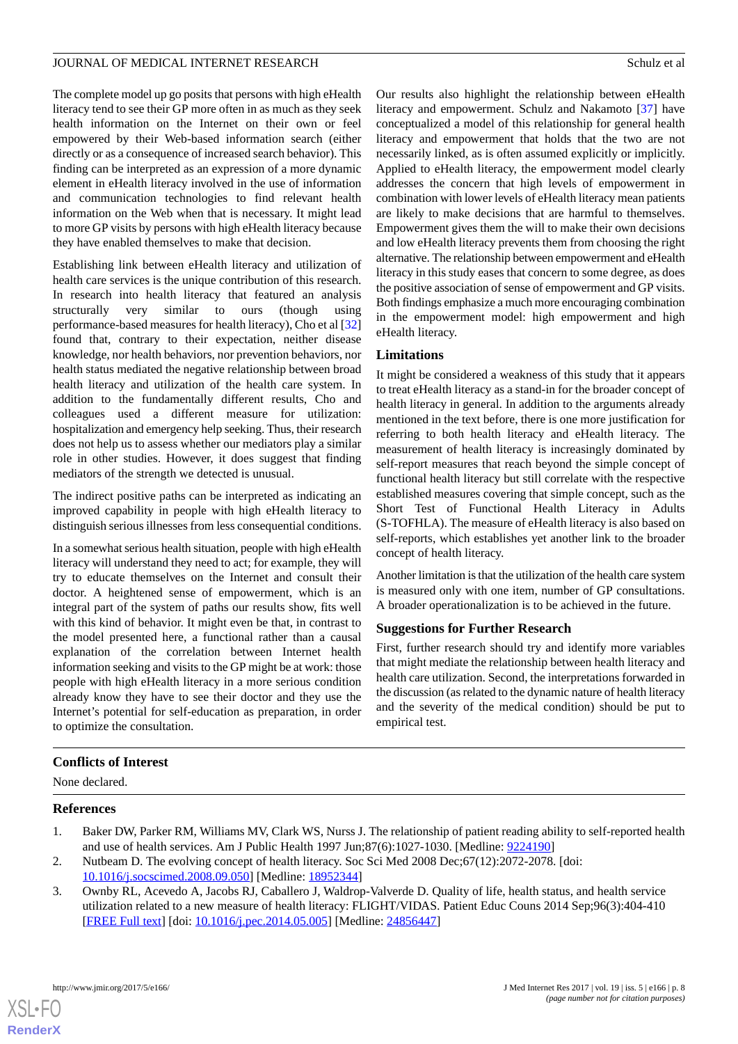The complete model up go posits that persons with high eHealth literacy tend to see their GP more often in as much as they seek health information on the Internet on their own or feel empowered by their Web-based information search (either directly or as a consequence of increased search behavior). This finding can be interpreted as an expression of a more dynamic element in eHealth literacy involved in the use of information and communication technologies to find relevant health information on the Web when that is necessary. It might lead to more GP visits by persons with high eHealth literacy because they have enabled themselves to make that decision.

Establishing link between eHealth literacy and utilization of health care services is the unique contribution of this research. In research into health literacy that featured an analysis structurally very similar to ours (though using performance-based measures for health literacy), Cho et al [32] found that, contrary to their expectation, neither disease knowledge, nor health behaviors, nor prevention behaviors, nor health status mediated the negative relationship between broad health literacy and utilization of the health care system. In addition to the fundamentally different results, Cho and colleagues used a different measure for utilization: hospitalization and emergency help seeking. Thus, their research does not help us to assess whether our mediators play a similar role in other studies. However, it does suggest that finding mediators of the strength we detected is unusual.

The indirect positive paths can be interpreted as indicating an improved capability in people with high eHealth literacy to distinguish serious illnesses from less consequential conditions.

In a somewhat serious health situation, people with high eHealth literacy will understand they need to act; for example, they will try to educate themselves on the Internet and consult their doctor. A heightened sense of empowerment, which is an integral part of the system of paths our results show, fits well with this kind of behavior. It might even be that, in contrast to the model presented here, a functional rather than a causal explanation of the correlation between Internet health information seeking and visits to the GP might be at work: those people with high eHealth literacy in a more serious condition already know they have to see their doctor and they use the Internet's potential for self-education as preparation, in order to optimize the consultation.

Our results also highlight the relationship between eHealth literacy and empowerment. Schulz and Nakamoto [37] have conceptualized a model of this relationship for general health literacy and empowerment that holds that the two are not necessarily linked, as is often assumed explicitly or implicitly. Applied to eHealth literacy, the empowerment model clearly addresses the concern that high levels of empowerment in combination with lower levels of eHealth literacy mean patients are likely to make decisions that are harmful to themselves. Empowerment gives them the will to make their own decisions and low eHealth literacy prevents them from choosing the right alternative. The relationship between empowerment and eHealth literacy in this study eases that concern to some degree, as does the positive association of sense of empowerment and GP visits. Both findings emphasize a much more encouraging combination in the empowerment model: high empowerment and high eHealth literacy.

### Limitations

It might be considered a weakness of this study that it appears to treat eHealth literacy as a stand-in for the broader concept of health literacy in general. In addition to the arguments already mentioned in the text before, there is one more justification for referring to both health literacy and eHealth literacy. The measurement of health literacy is increasingly dominated by self-report measures that reach beyond the simple concept of functional health literacy but still correlate with the respective established measures covering that simple concept, such as the Short Test of Functional Health Literacy in Adults (S-TOFHLA). The measure of eHealth literacy is also based on self-reports, which establishes yet another link to the broader concept of health literacy.

Another limitation is that the utilization of the health care system is measured only with one item, number of GP consultations. A broader operationalization is to be achieved in the future.

### Suggestions for Further Research

First, further research should try and identify more variables that might mediate the relationship between health literacy and health care utilization. Second, the interpretations forwarded in the discussion (as related to the dynamic nature of health literacy and the severity of the medical condition) should be put to empirical test.

## Conflicts of Interest

None declared.

## References

1. Baker DW, Parker RM, Williams MV, Clark WS, Nurss J. The relationship of patient reading ability to self-reported health and use of health services. Am J Public Health 1997 Jun;87(6):1027-1030. [Medline: 9224190]
2. Nutbeam D. The evolving concept of health literacy. Soc Sci Med 2008 Dec;67(12):2072-2078. [doi: 10.1016/j.socscimed.2008.09.050] [Medline: 18952344]
3. Ownby RL, Acevedo A, Jacobs RJ, Caballero J, Waldrop-Valverde D. Quality of life, health status, and health service utilization related to a new measure of health literacy: FLIGHT/VIDAS. Patient Educ Couns 2014 Sep;96(3):404-410 [FREE Full text] [doi: 10.1016/j.pec.2014.05.005] [Medline: 24856447]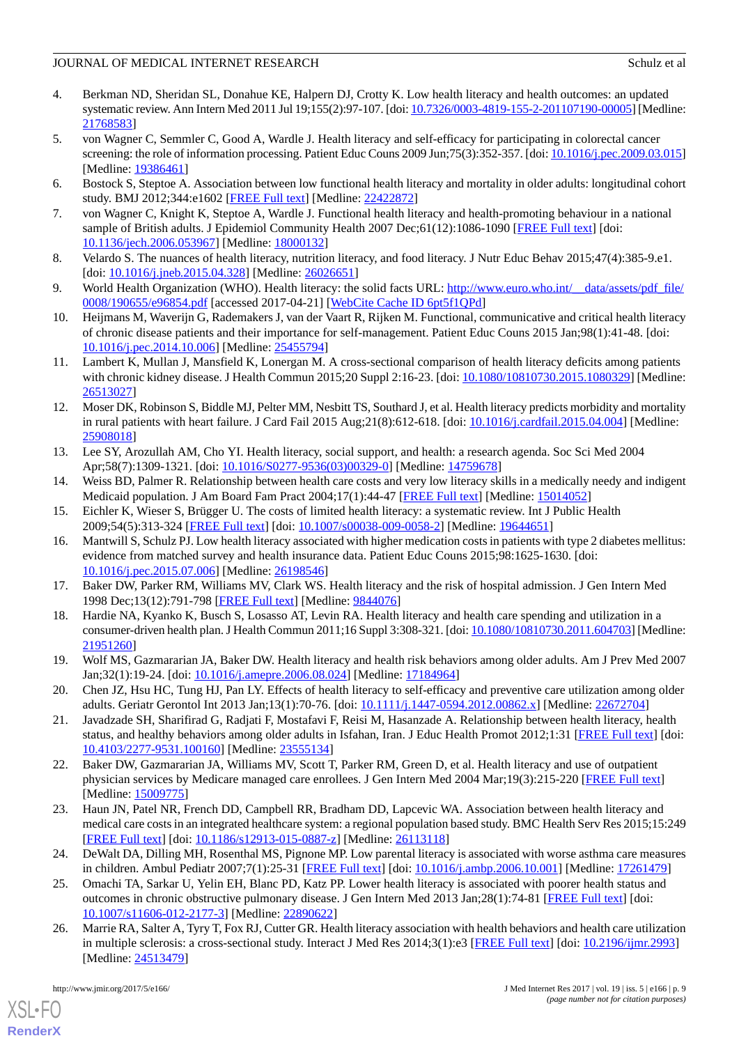4. Berkman ND, Sheridan SL, Donahue KE, Halpern DJ, Crotty K. Low health literacy and health outcomes: an updated systematic review. Ann Intern Med 2011 Jul 19;155(2):97-107. [doi: 10.7326/0003-4819-155-2-201107190-00005] [Medline: 21768583]
5. von Wagner C, Semmler C, Good A, Wardle J. Health literacy and self-efficacy for participating in colorectal cancer screening: the role of information processing. Patient Educ Couns 2009 Jun;75(3):352-357. [doi: 10.1016/j.pec.2009.03.015] [Medline: 19386461]
6. Bostock S, Steptoe A. Association between low functional health literacy and mortality in older adults: longitudinal cohort study. BMJ 2012;344:e1602 [FREE Full text] [Medline: 22422872]
7. von Wagner C, Knight K, Steptoe A, Wardle J. Functional health literacy and health-promoting behaviour in a national sample of British adults. J Epidemiol Community Health 2007 Dec;61(12):1086-1090 [FREE Full text] [doi: 10.1136/jech.2006.053967] [Medline: 18000132]
8. Velardo S. The nuances of health literacy, nutrition literacy, and food literacy. J Nutr Educ Behav 2015;47(4):385-9.e1. [doi: 10.1016/j.jneb.2015.04.328] [Medline: 26026651]
9. World Health Organization (WHO). Health literacy: the solid facts URL: http://www.euro.who.int/__data/assets/pdf_file/0008/190655/e96854.pdf [accessed 2017-04-21] [WebCite Cache ID 6pt5f1QPd]
10. Heijmans M, Waverijn G, Rademakers J, van der Vaart R, Rijken M. Functional, communicative and critical health literacy of chronic disease patients and their importance for self-management. Patient Educ Couns 2015 Jan;98(1):41-48. [doi: 10.1016/j.pec.2014.10.006] [Medline: 25455794]
11. Lambert K, Mullan J, Mansfield K, Lonergan M. A cross-sectional comparison of health literacy deficits among patients with chronic kidney disease. J Health Commun 2015;20 Suppl 2:16-23. [doi: 10.1080/10810730.2015.1080329] [Medline: 26513027]
12. Moser DK, Robinson S, Biddle MJ, Pelter MM, Nesbitt TS, Southard J, et al. Health literacy predicts morbidity and mortality in rural patients with heart failure. J Card Fail 2015 Aug;21(8):612-618. [doi: 10.1016/j.cardfail.2015.04.004] [Medline: 25908018]
13. Lee SY, Arozullah AM, Cho YI. Health literacy, social support, and health: a research agenda. Soc Sci Med 2004 Apr;58(7):1309-1321. [doi: 10.1016/S0277-9536(03)00329-0] [Medline: 14759678]
14. Weiss BD, Palmer R. Relationship between health care costs and very low literacy skills in a medically needy and indigent Medicaid population. J Am Board Fam Pract 2004;17(1):44-47 [FREE Full text] [Medline: 15014052]
15. Eichler K, Wieser S, Brügger U. The costs of limited health literacy: a systematic review. Int J Public Health 2009;54(5):313-324 [FREE Full text] [doi: 10.1007/s00038-009-0058-2] [Medline: 19644651]
16. Mantwill S, Schulz PJ. Low health literacy associated with higher medication costs in patients with type 2 diabetes mellitus: evidence from matched survey and health insurance data. Patient Educ Couns 2015;98:1625-1630. [doi: 10.1016/j.pec.2015.07.006] [Medline: 26198546]
17. Baker DW, Parker RM, Williams MV, Clark WS. Health literacy and the risk of hospital admission. J Gen Intern Med 1998 Dec;13(12):791-798 [FREE Full text] [Medline: 9844076]
18. Hardie NA, Kyanko K, Busch S, Losasso AT, Levin RA. Health literacy and health care spending and utilization in a consumer-driven health plan. J Health Commun 2011;16 Suppl 3:308-321. [doi: 10.1080/10810730.2011.604703] [Medline: 21951260]
19. Wolf MS, Gazmararian JA, Baker DW. Health literacy and health risk behaviors among older adults. Am J Prev Med 2007 Jan;32(1):19-24. [doi: 10.1016/j.amepre.2006.08.024] [Medline: 17184964]
20. Chen JZ, Hsu HC, Tung HJ, Pan LY. Effects of health literacy to self-efficacy and preventive care utilization among older adults. Geriatr Gerontol Int 2013 Jan;13(1):70-76. [doi: 10.1111/j.1447-0594.2012.00862.x] [Medline: 22672704]
21. Javadzade SH, Sharifirad G, Radjati F, Mostafavi F, Reisi M, Hasanzade A. Relationship between health literacy, health status, and healthy behaviors among older adults in Isfahan, Iran. J Educ Health Promot 2012;1:31 [FREE Full text] [doi: 10.4103/2277-9531.100160] [Medline: 23555134]
22. Baker DW, Gazmararian JA, Williams MV, Scott T, Parker RM, Green D, et al. Health literacy and use of outpatient physician services by Medicare managed care enrollees. J Gen Intern Med 2004 Mar;19(3):215-220 [FREE Full text] [Medline: 15009775]
23. Haun JN, Patel NR, French DD, Campbell RR, Bradham DD, Lapcevic WA. Association between health literacy and medical care costs in an integrated healthcare system: a regional population based study. BMC Health Serv Res 2015;15:249 [FREE Full text] [doi: 10.1186/s12913-015-0887-z] [Medline: 26113118]
24. DeWalt DA, Dilling MH, Rosenthal MS, Pignone MP. Low parental literacy is associated with worse asthma care measures in children. Ambul Pediatr 2007;7(1):25-31 [FREE Full text] [doi: 10.1016/j.ambp.2006.10.001] [Medline: 17261479]
25. Omachi TA, Sarkar U, Yelin EH, Blanc PD, Katz PP. Lower health literacy is associated with poorer health status and outcomes in chronic obstructive pulmonary disease. J Gen Intern Med 2013 Jan;28(1):74-81 [FREE Full text] [doi: 10.1007/s11606-012-2177-3] [Medline: 22890622]
26. Marrie RA, Salter A, Tyry T, Fox RJ, Cutter GR. Health literacy association with health behaviors and health care utilization in multiple sclerosis: a cross-sectional study. Interact J Med Res 2014;3(1):e3 [FREE Full text] [doi: 10.2196/ijmr.2993] [Medline: 24513479]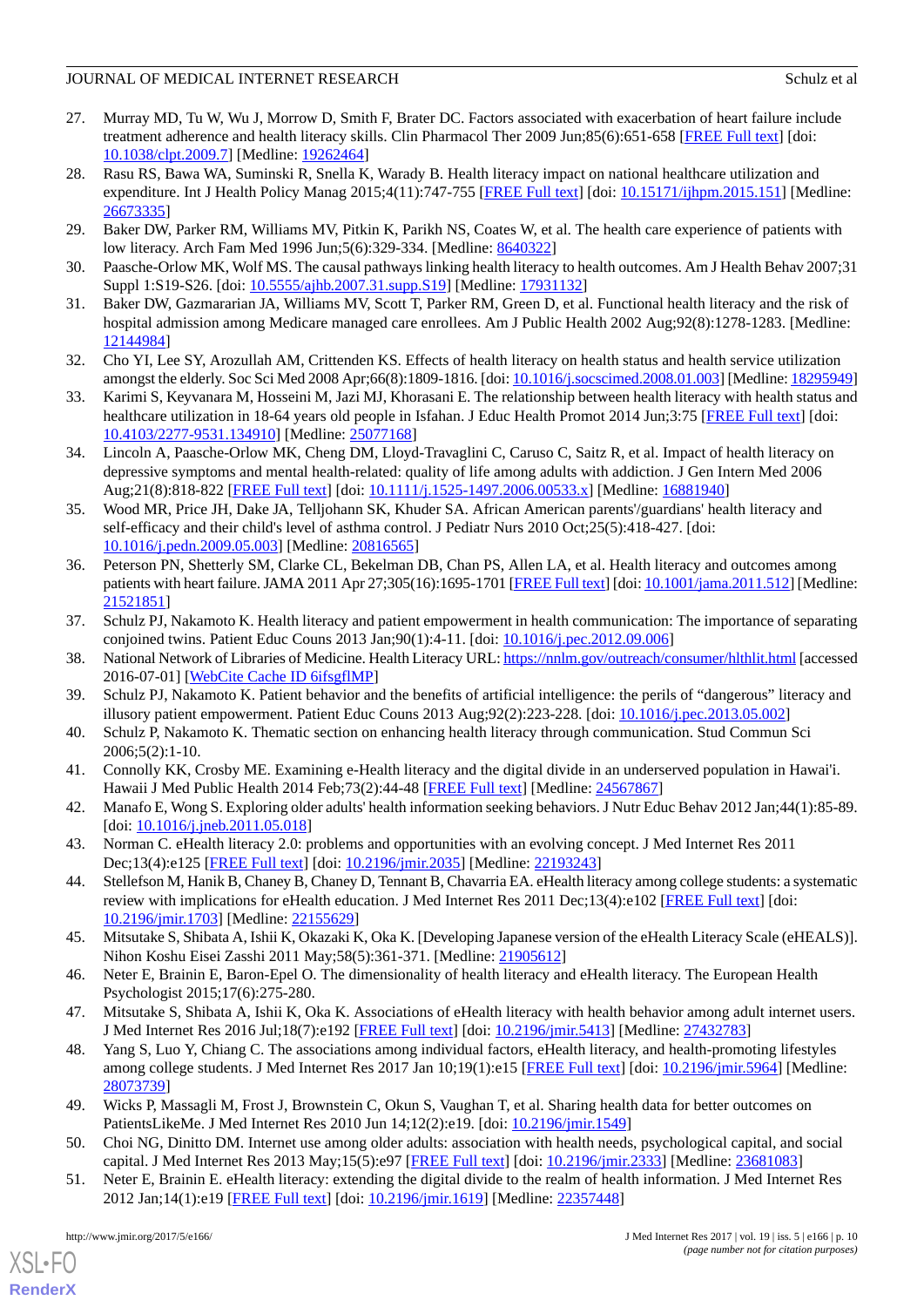27. Murray MD, Tu W, Wu J, Morrow D, Smith F, Brater DC. Factors associated with exacerbation of heart failure include treatment adherence and health literacy skills. Clin Pharmacol Ther 2009 Jun;85(6):651-658 [FREE Full text] [doi: 10.1038/clpt.2009.7] [Medline: 19262464]
28. Rasu RS, Bawa WA, Suminski R, Snella K, Warady B. Health literacy impact on national healthcare utilization and expenditure. Int J Health Policy Manag 2015;4(11):747-755 [FREE Full text] [doi: 10.15171/ijhpm.2015.151] [Medline: 26673335]
29. Baker DW, Parker RM, Williams MV, Pitkin K, Parikh NS, Coates W, et al. The health care experience of patients with low literacy. Arch Fam Med 1996 Jun;5(6):329-334. [Medline: 8640322]
30. Paasche-Orlow MK, Wolf MS. The causal pathways linking health literacy to health outcomes. Am J Health Behav 2007;31 Suppl 1:S19-S26. [doi: 10.5555/ajhb.2007.31.supp.S19] [Medline: 17931132]
31. Baker DW, Gazmararian JA, Williams MV, Scott T, Parker RM, Green D, et al. Functional health literacy and the risk of hospital admission among Medicare managed care enrollees. Am J Public Health 2002 Aug;92(8):1278-1283. [Medline: 12144984]
32. Cho YI, Lee SY, Arozullah AM, Crittenden KS. Effects of health literacy on health status and health service utilization amongst the elderly. Soc Sci Med 2008 Apr;66(8):1809-1816. [doi: 10.1016/j.socscimed.2008.01.003] [Medline: 18295949]
33. Karimi S, Keyvanara M, Hosseini M, Jazi MJ, Khorasani E. The relationship between health literacy with health status and healthcare utilization in 18-64 years old people in Isfahan. J Educ Health Promot 2014 Jun;3:75 [FREE Full text] [doi: 10.4103/2277-9531.134910] [Medline: 25077168]
34. Lincoln A, Paasche-Orlow MK, Cheng DM, Lloyd-Travaglini C, Caruso C, Saitz R, et al. Impact of health literacy on depressive symptoms and mental health-related: quality of life among adults with addiction. J Gen Intern Med 2006 Aug;21(8):818-822 [FREE Full text] [doi: 10.1111/j.1525-1497.2006.00533.x] [Medline: 16881940]
35. Wood MR, Price JH, Dake JA, Telljohann SK, Khuder SA. African American parents'/guardians' health literacy and self-efficacy and their child's level of asthma control. J Pediatr Nurs 2010 Oct;25(5):418-427. [doi: 10.1016/j.pedn.2009.05.003] [Medline: 20816565]
36. Peterson PN, Shetterly SM, Clarke CL, Bekelman DB, Chan PS, Allen LA, et al. Health literacy and outcomes among patients with heart failure. JAMA 2011 Apr 27;305(16):1695-1701 [FREE Full text] [doi: 10.1001/jama.2011.512] [Medline: 21521851]
37. Schulz PJ, Nakamoto K. Health literacy and patient empowerment in health communication: The importance of separating conjoined twins. Patient Educ Couns 2013 Jan;90(1):4-11. [doi: 10.1016/j.pec.2012.09.006]
38. National Network of Libraries of Medicine. Health Literacy URL: https://nnlm.gov/outreach/consumer/hlthlit.html [accessed 2016-07-01] [WebCite Cache ID 6ifsgflMP]
39. Schulz PJ, Nakamoto K. Patient behavior and the benefits of artificial intelligence: the perils of "dangerous" literacy and illusory patient empowerment. Patient Educ Couns 2013 Aug;92(2):223-228. [doi: 10.1016/j.pec.2013.05.002]
40. Schulz P, Nakamoto K. Thematic section on enhancing health literacy through communication. Stud Commun Sci 2006;5(2):1-10.
41. Connolly KK, Crosby ME. Examining e-Health literacy and the digital divide in an underserved population in Hawai'i. Hawaii J Med Public Health 2014 Feb;73(2):44-48 [FREE Full text] [Medline: 24567867]
42. Manafo E, Wong S. Exploring older adults' health information seeking behaviors. J Nutr Educ Behav 2012 Jan;44(1):85-89. [doi: 10.1016/j.jneb.2011.05.018]
43. Norman C. eHealth literacy 2.0: problems and opportunities with an evolving concept. J Med Internet Res 2011 Dec;13(4):e125 [FREE Full text] [doi: 10.2196/jmir.2035] [Medline: 22193243]
44. Stellefson M, Hanik B, Chaney B, Chaney D, Tennant B, Chavarria EA. eHealth literacy among college students: a systematic review with implications for eHealth education. J Med Internet Res 2011 Dec;13(4):e102 [FREE Full text] [doi: 10.2196/jmir.1703] [Medline: 22155629]
45. Mitsutake S, Shibata A, Ishii K, Okazaki K, Oka K. [Developing Japanese version of the eHealth Literacy Scale (eHEALS)]. Nihon Koshu Eisei Zasshi 2011 May;58(5):361-371. [Medline: 21905612]
46. Neter E, Brainin E, Baron-Epel O. The dimensionality of health literacy and eHealth literacy. The European Health Psychologist 2015;17(6):275-280.
47. Mitsutake S, Shibata A, Ishii K, Oka K. Associations of eHealth literacy with health behavior among adult internet users. J Med Internet Res 2016 Jul;18(7):e192 [FREE Full text] [doi: 10.2196/jmir.5413] [Medline: 27432783]
48. Yang S, Luo Y, Chiang C. The associations among individual factors, eHealth literacy, and health-promoting lifestyles among college students. J Med Internet Res 2017 Jan 10;19(1):e15 [FREE Full text] [doi: 10.2196/jmir.5964] [Medline: 28073739]
49. Wicks P, Massagli M, Frost J, Brownstein C, Okun S, Vaughan T, et al. Sharing health data for better outcomes on PatientsLikeMe. J Med Internet Res 2010 Jun 14;12(2):e19. [doi: 10.2196/jmir.1549]
50. Choi NG, Dinitto DM. Internet use among older adults: association with health needs, psychological capital, and social capital. J Med Internet Res 2013 May;15(5):e97 [FREE Full text] [doi: 10.2196/jmir.2333] [Medline: 23681083]
51. Neter E, Brainin E. eHealth literacy: extending the digital divide to the realm of health information. J Med Internet Res 2012 Jan;14(1):e19 [FREE Full text] [doi: 10.2196/jmir.1619] [Medline: 22357448]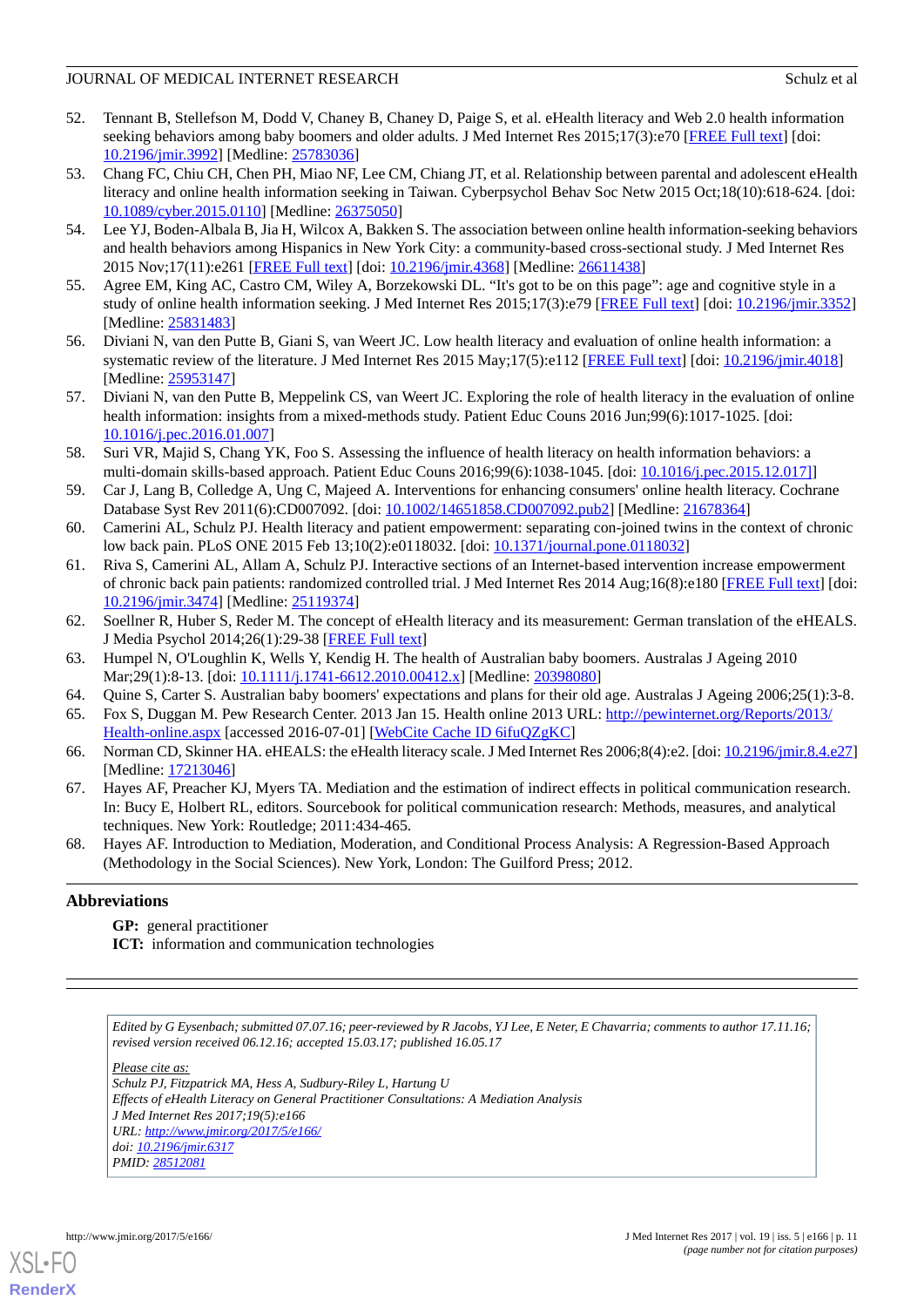52. Tennant B, Stellefson M, Dodd V, Chaney B, Chaney D, Paige S, et al. eHealth literacy and Web 2.0 health information seeking behaviors among baby boomers and older adults. J Med Internet Res 2015;17(3):e70 [FREE Full text] [doi: 10.2196/jmir.3992] [Medline: 25783036]
53. Chang FC, Chiu CH, Chen PH, Miao NF, Lee CM, Chiang JT, et al. Relationship between parental and adolescent eHealth literacy and online health information seeking in Taiwan. Cyberpsychol Behav Soc Netw 2015 Oct;18(10):618-624. [doi: 10.1089/cyber.2015.0110] [Medline: 26375050]
54. Lee YJ, Boden-Albala B, Jia H, Wilcox A, Bakken S. The association between online health information-seeking behaviors and health behaviors among Hispanics in New York City: a community-based cross-sectional study. J Med Internet Res 2015 Nov;17(11):e261 [FREE Full text] [doi: 10.2196/jmir.4368] [Medline: 26611438]
55. Agree EM, King AC, Castro CM, Wiley A, Borzekowski DL. "It's got to be on this page": age and cognitive style in a study of online health information seeking. J Med Internet Res 2015;17(3):e79 [FREE Full text] [doi: 10.2196/jmir.3352] [Medline: 25831483]
56. Diviani N, van den Putte B, Giani S, van Weert JC. Low health literacy and evaluation of online health information: a systematic review of the literature. J Med Internet Res 2015 May;17(5):e112 [FREE Full text] [doi: 10.2196/jmir.4018] [Medline: 25953147]
57. Diviani N, van den Putte B, Meppelink CS, van Weert JC. Exploring the role of health literacy in the evaluation of online health information: insights from a mixed-methods study. Patient Educ Couns 2016 Jun;99(6):1017-1025. [doi: 10.1016/j.pec.2016.01.007]
58. Suri VR, Majid S, Chang YK, Foo S. Assessing the influence of health literacy on health information behaviors: a multi-domain skills-based approach. Patient Educ Couns 2016;99(6):1038-1045. [doi: 10.1016/j.pec.2015.12.017]]
59. Car J, Lang B, Colledge A, Ung C, Majeed A. Interventions for enhancing consumers' online health literacy. Cochrane Database Syst Rev 2011(6):CD007092. [doi: 10.1002/14651858.CD007092.pub2] [Medline: 21678364]
60. Camerini AL, Schulz PJ. Health literacy and patient empowerment: separating con-joined twins in the context of chronic low back pain. PLoS ONE 2015 Feb 13;10(2):e0118032. [doi: 10.1371/journal.pone.0118032]
61. Riva S, Camerini AL, Allam A, Schulz PJ. Interactive sections of an Internet-based intervention increase empowerment of chronic back pain patients: randomized controlled trial. J Med Internet Res 2014 Aug;16(8):e180 [FREE Full text] [doi: 10.2196/jmir.3474] [Medline: 25119374]
62. Soellner R, Huber S, Reder M. The concept of eHealth literacy and its measurement: German translation of the eHEALS. J Media Psychol 2014;26(1):29-38 [FREE Full text]
63. Humpel N, O'Loughlin K, Wells Y, Kendig H. The health of Australian baby boomers. Australas J Ageing 2010 Mar;29(1):8-13. [doi: 10.1111/j.1741-6612.2010.00412.x] [Medline: 20398080]
64. Quine S, Carter S. Australian baby boomers' expectations and plans for their old age. Australas J Ageing 2006;25(1):3-8.
65. Fox S, Duggan M. Pew Research Center. 2013 Jan 15. Health online 2013 URL: http://pewinternet.org/Reports/2013/Health-online.aspx [accessed 2016-07-01] [WebCite Cache ID 6ifuQZgKC]
66. Norman CD, Skinner HA. eHEALS: the eHealth literacy scale. J Med Internet Res 2006;8(4):e2. [doi: 10.2196/jmir.8.4.e27] [Medline: 17213046]
67. Hayes AF, Preacher KJ, Myers TA. Mediation and the estimation of indirect effects in political communication research. In: Bucy E, Holbert RL, editors. Sourcebook for political communication research: Methods, measures, and analytical techniques. New York: Routledge; 2011:434-465.
68. Hayes AF. Introduction to Mediation, Moderation, and Conditional Process Analysis: A Regression-Based Approach (Methodology in the Social Sciences). New York, London: The Guilford Press; 2012.

## Abbreviations

**GP:** general practitioner
**ICT:** information and communication technologies

*Edited by G Eysenbach; submitted 07.07.16; peer-reviewed by R Jacobs, YJ Lee, E Neter, E Chavarria; comments to author 17.11.16; revised version received 06.12.16; accepted 15.03.17; published 16.05.17*

*Please cite as:*
*Schulz PJ, Fitzpatrick MA, Hess A, Sudbury-Riley L, Hartung U*
*Effects of eHealth Literacy on General Practitioner Consultations: A Mediation Analysis*
*J Med Internet Res 2017;19(5):e166*
*URL: http://www.jmir.org/2017/5/e166/*
*doi: 10.2196/jmir.6317*
*PMID: 28512081*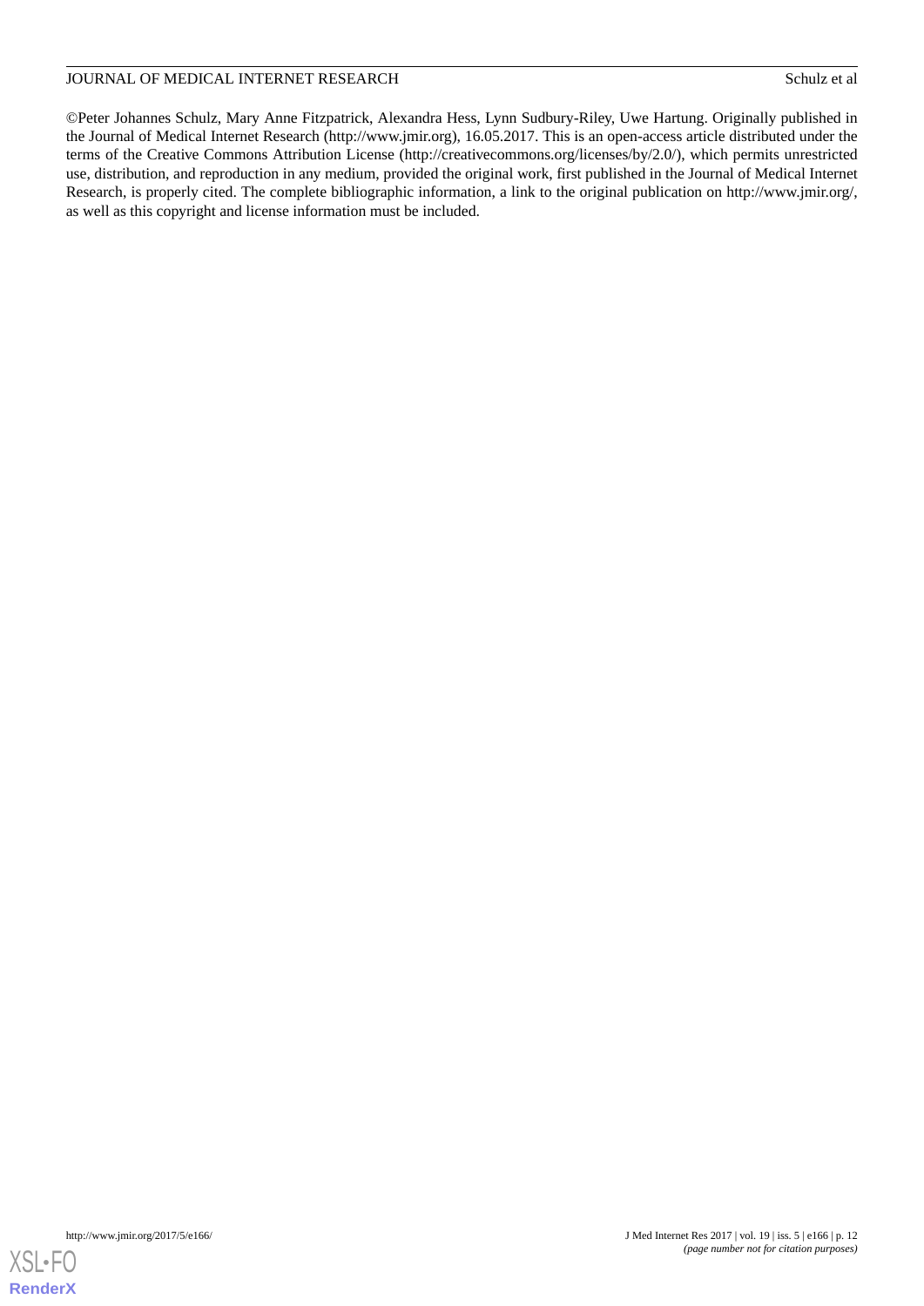©Peter Johannes Schulz, Mary Anne Fitzpatrick, Alexandra Hess, Lynn Sudbury-Riley, Uwe Hartung. Originally published in the Journal of Medical Internet Research (http://www.jmir.org), 16.05.2017. This is an open-access article distributed under the terms of the Creative Commons Attribution License (http://creativecommons.org/licenses/by/2.0/), which permits unrestricted use, distribution, and reproduction in any medium, provided the original work, first published in the Journal of Medical Internet Research, is properly cited. The complete bibliographic information, a link to the original publication on http://www.jmir.org/, as well as this copyright and license information must be included.